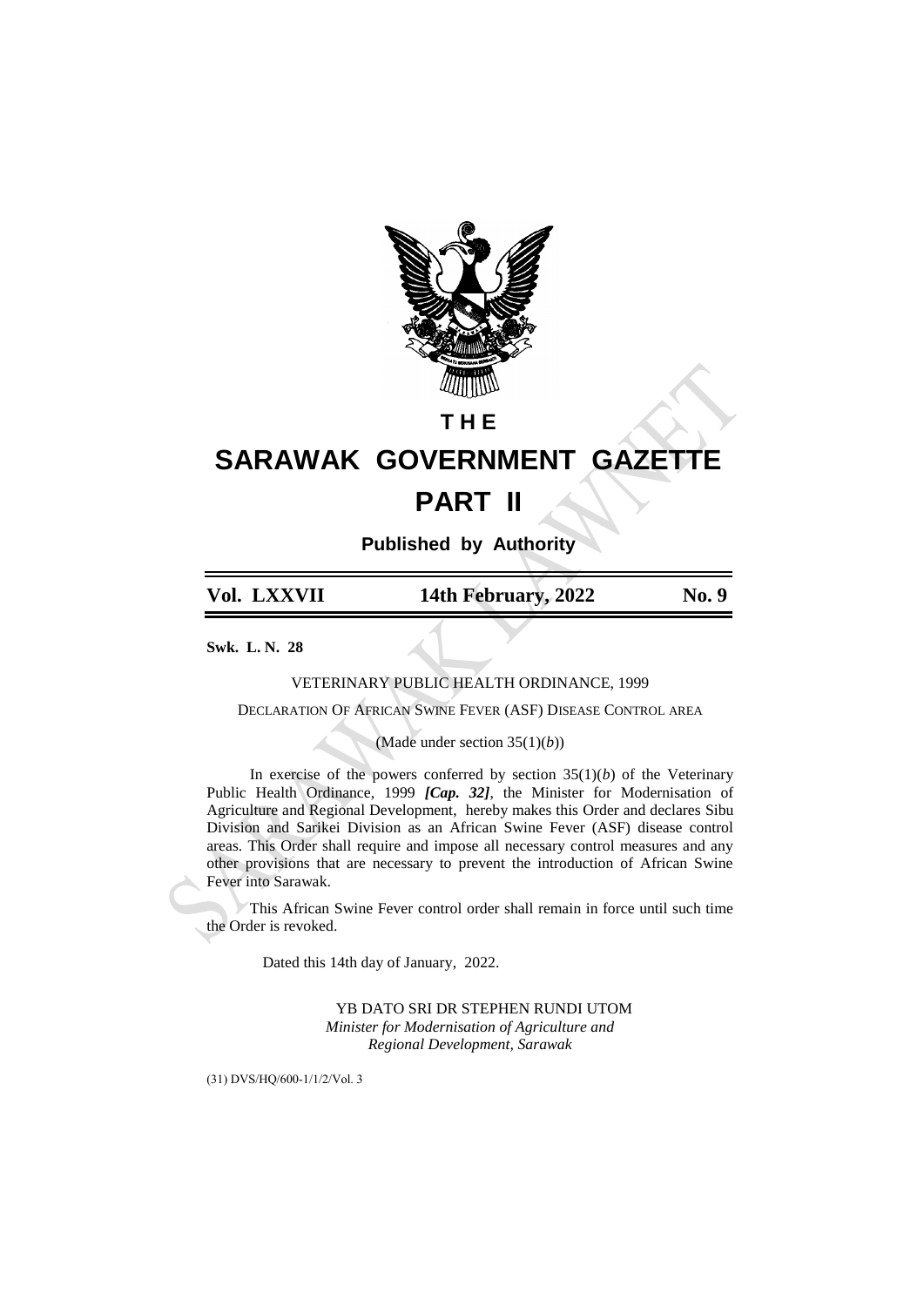# THE

# SARAWAK GOVERNMENT GAZETTE

# PART II

**Published by Authority**

| Vol. LXXVII | 14th February, 2022 | No. 9 |
|---|---|---|

**Swk. L. N. 28**

VETERINARY PUBLIC HEALTH ORDINANCE, 1999

DECLARATION OF AFRICAN SWINE FEVER (ASF) DISEASE CONTROL AREA

(Made under section 35(1)(*b*))

In exercise of the powers conferred by section 35(1)(*b*) of the Veterinary Public Health Ordinance, 1999 ***[Cap. 32]***, the Minister for Modernisation of Agriculture and Regional Development, hereby makes this Order and declares Sibu Division and Sarikei Division as an African Swine Fever (ASF) disease control areas. This Order shall require and impose all necessary control measures and any other provisions that are necessary to prevent the introduction of African Swine Fever into Sarawak.

This African Swine Fever control order shall remain in force until such time the Order is revoked.

Dated this 14th day of January, 2022.

YB DATO SRI DR STEPHEN RUNDI UTOM
*Minister for Modernisation of Agriculture and Regional Development, Sarawak*

(31) DVS/HQ/600-1/1/2/Vol. 3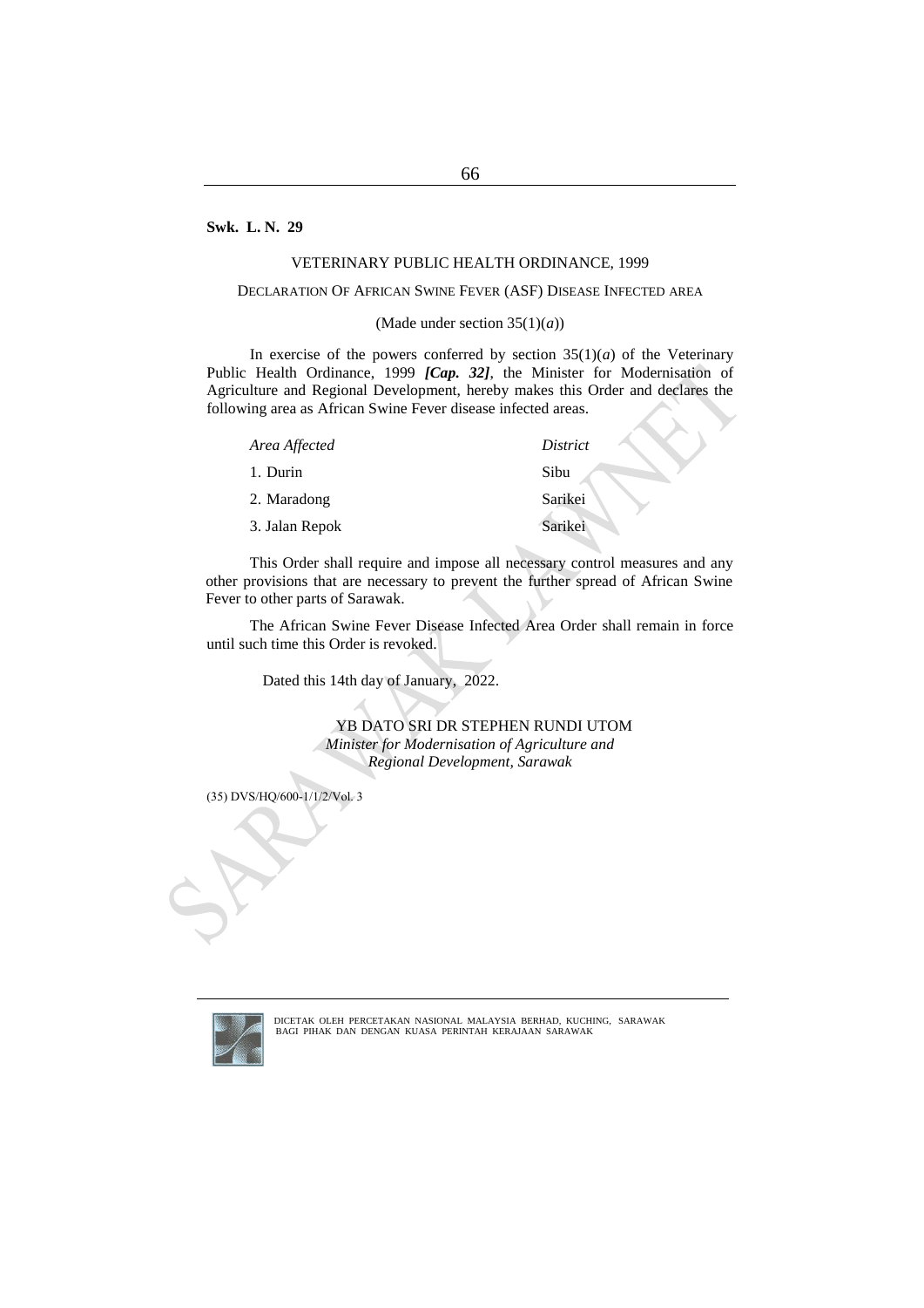**Swk. L. N. 29**

VETERINARY PUBLIC HEALTH ORDINANCE, 1999

DECLARATION OF AFRICAN SWINE FEVER (ASF) DISEASE INFECTED AREA

(Made under section 35(1)(*a*))

In exercise of the powers conferred by section 35(1)(*a*) of the Veterinary Public Health Ordinance, 1999 ***[Cap. 32]***, the Minister for Modernisation of Agriculture and Regional Development, hereby makes this Order and declares the following area as African Swine Fever disease infected areas.

| *Area Affected* | *District* |
|---|---|
| 1. Durin | Sibu |
| 2. Maradong | Sarikei |
| 3. Jalan Repok | Sarikei |

This Order shall require and impose all necessary control measures and any other provisions that are necessary to prevent the further spread of African Swine Fever to other parts of Sarawak.

The African Swine Fever Disease Infected Area Order shall remain in force until such time this Order is revoked.

Dated this 14th day of January, 2022.

YB DATO SRI DR STEPHEN RUNDI UTOM
*Minister for Modernisation of Agriculture and Regional Development, Sarawak*

(35) DVS/HQ/600-1/1/2/Vol. 3

DICETAK OLEH PERCETAKAN NASIONAL MALAYSIA BERHAD, KUCHING, SARAWAK BAGI PIHAK DAN DENGAN KUASA PERINTAH KERAJAAN SARAWAK